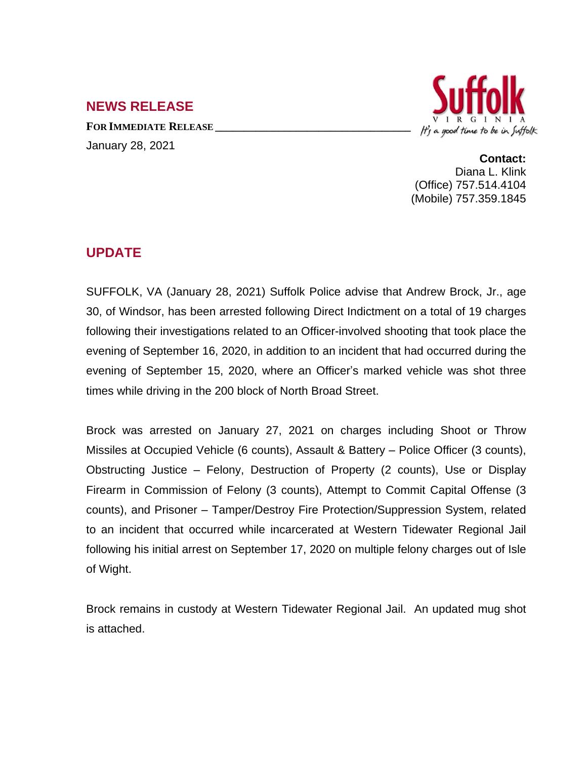## NEWS RELEASE

**FOR IMMEDIATE RELEASE**

January 28, 2021

Suffolk
VIRGINIA
It's a good time to be in Suffolk

**Contact:**
Diana L. Klink
(Office) 757.514.4104
(Mobile) 757.359.1845

## UPDATE

SUFFOLK, VA (January 28, 2021) Suffolk Police advise that Andrew Brock, Jr., age 30, of Windsor, has been arrested following Direct Indictment on a total of 19 charges following their investigations related to an Officer-involved shooting that took place the evening of September 16, 2020, in addition to an incident that had occurred during the evening of September 15, 2020, where an Officer's marked vehicle was shot three times while driving in the 200 block of North Broad Street.

Brock was arrested on January 27, 2021 on charges including Shoot or Throw Missiles at Occupied Vehicle (6 counts), Assault & Battery – Police Officer (3 counts), Obstructing Justice – Felony, Destruction of Property (2 counts), Use or Display Firearm in Commission of Felony (3 counts), Attempt to Commit Capital Offense (3 counts), and Prisoner – Tamper/Destroy Fire Protection/Suppression System, related to an incident that occurred while incarcerated at Western Tidewater Regional Jail following his initial arrest on September 17, 2020 on multiple felony charges out of Isle of Wight.

Brock remains in custody at Western Tidewater Regional Jail. An updated mug shot is attached.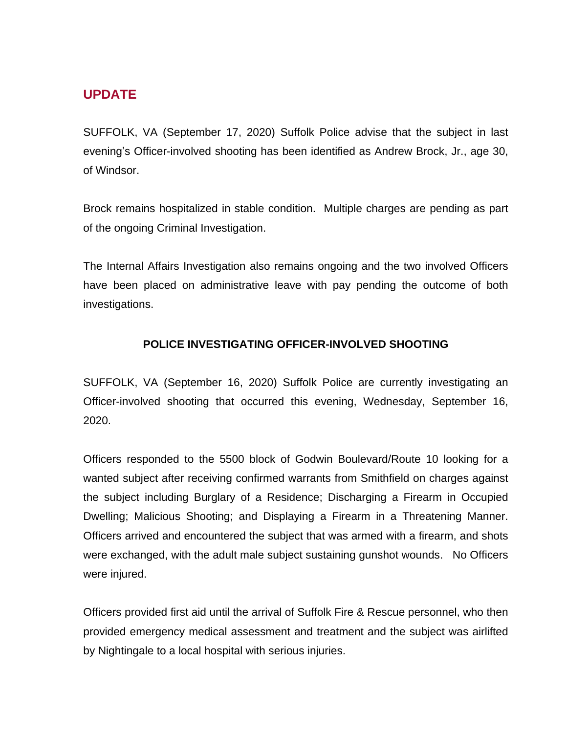## UPDATE

SUFFOLK, VA (September 17, 2020) Suffolk Police advise that the subject in last evening's Officer-involved shooting has been identified as Andrew Brock, Jr., age 30, of Windsor.

Brock remains hospitalized in stable condition. Multiple charges are pending as part of the ongoing Criminal Investigation.

The Internal Affairs Investigation also remains ongoing and the two involved Officers have been placed on administrative leave with pay pending the outcome of both investigations.

**POLICE INVESTIGATING OFFICER-INVOLVED SHOOTING**

SUFFOLK, VA (September 16, 2020) Suffolk Police are currently investigating an Officer-involved shooting that occurred this evening, Wednesday, September 16, 2020.

Officers responded to the 5500 block of Godwin Boulevard/Route 10 looking for a wanted subject after receiving confirmed warrants from Smithfield on charges against the subject including Burglary of a Residence; Discharging a Firearm in Occupied Dwelling; Malicious Shooting; and Displaying a Firearm in a Threatening Manner. Officers arrived and encountered the subject that was armed with a firearm, and shots were exchanged, with the adult male subject sustaining gunshot wounds. No Officers were injured.

Officers provided first aid until the arrival of Suffolk Fire & Rescue personnel, who then provided emergency medical assessment and treatment and the subject was airlifted by Nightingale to a local hospital with serious injuries.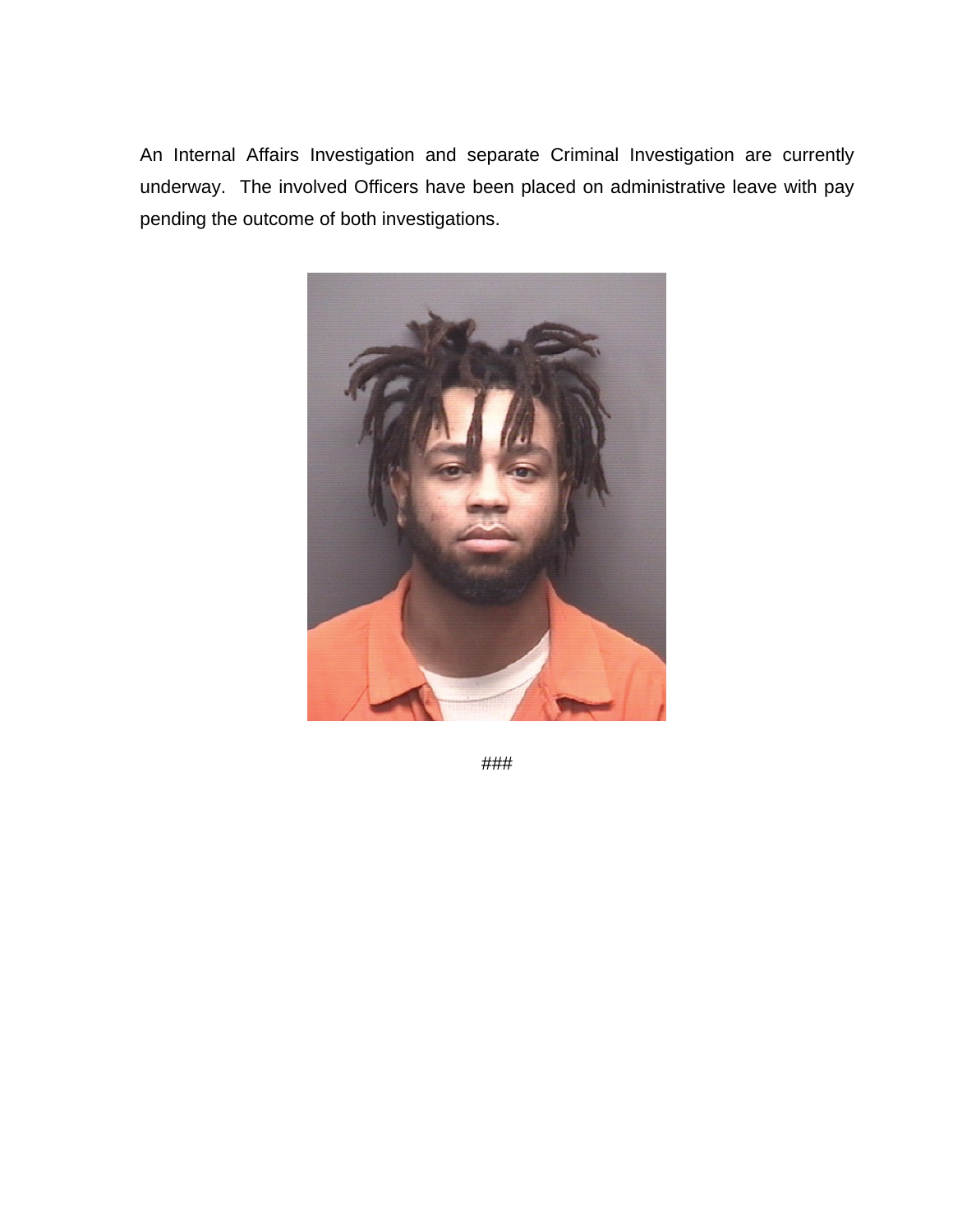An Internal Affairs Investigation and separate Criminal Investigation are currently underway. The involved Officers have been placed on administrative leave with pay pending the outcome of both investigations.

###